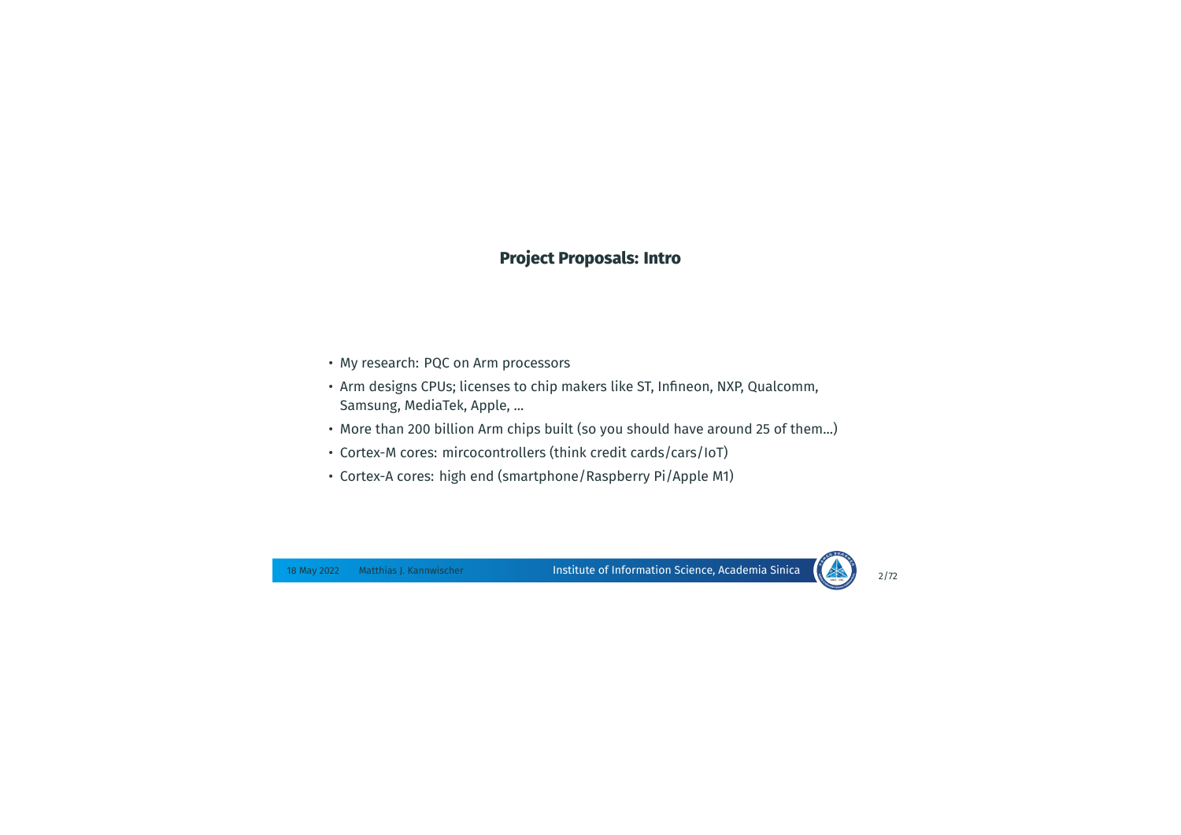## Project Proposals: Intro

- My research: PQC on Arm processors
- Arm designs CPUs; licenses to chip makers like ST, Infineon, NXP, Qualcomm, Samsung, MediaTek, Apple, ...
- More than 200 billion Arm chips built (so you should have around 25 of them...)
- Cortex-M cores: mircocontrollers (think credit cards/cars/IoT)
- Cortex-A cores: high end (smartphone/Raspberry Pi/Apple M1)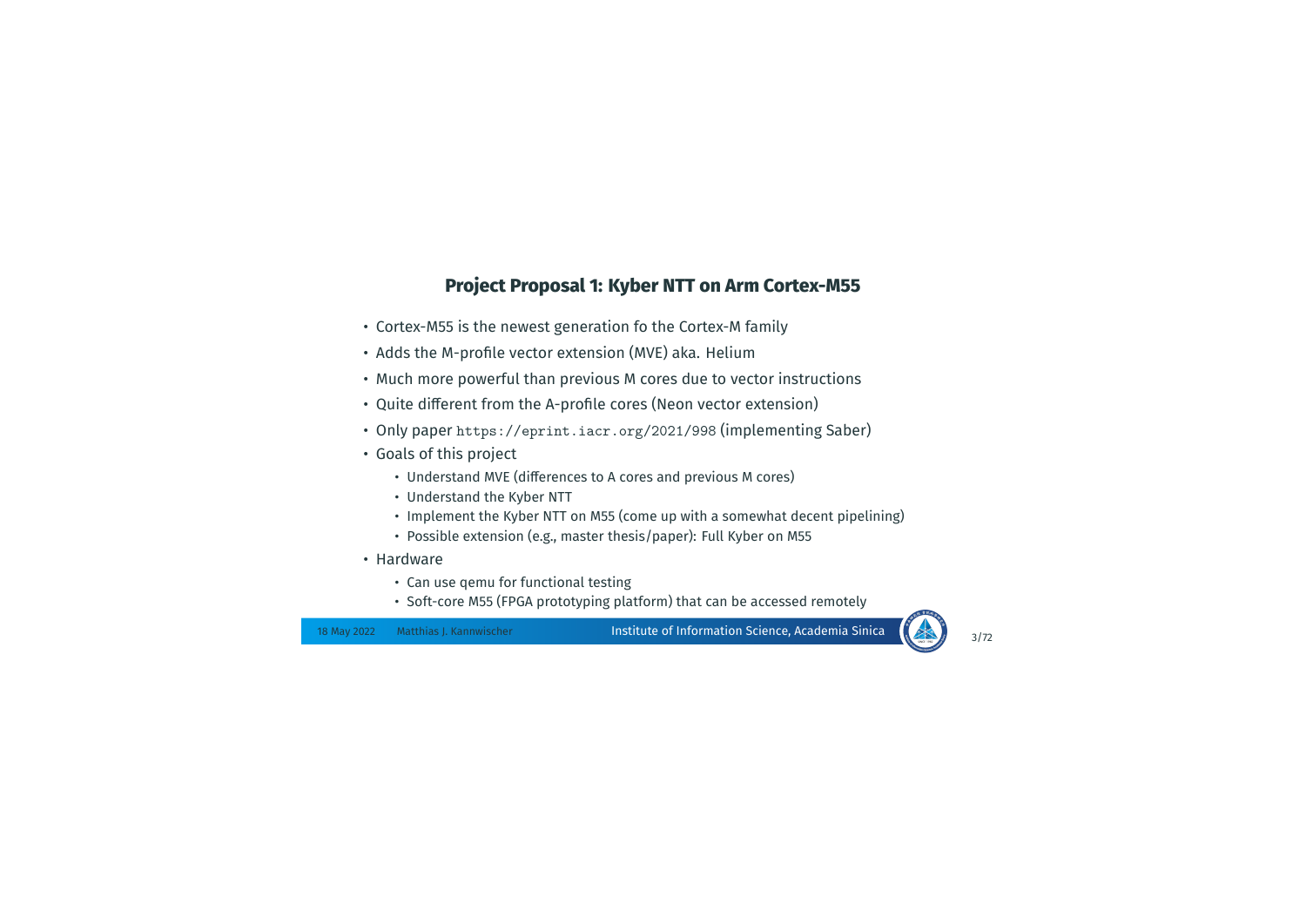## Project Proposal 1: Kyber NTT on Arm Cortex-M55

- Cortex-M55 is the newest generation fo the Cortex-M family
- Adds the M-profile vector extension (MVE) aka. Helium
- Much more powerful than previous M cores due to vector instructions
- Quite different from the A-profile cores (Neon vector extension)
- Only paper `https://eprint.iacr.org/2021/998` (implementing Saber)
- Goals of this project
  - Understand MVE (differences to A cores and previous M cores)
  - Understand the Kyber NTT
  - Implement the Kyber NTT on M55 (come up with a somewhat decent pipelining)
  - Possible extension (e.g., master thesis/paper): Full Kyber on M55
- Hardware
  - Can use qemu for functional testing
  - Soft-core M55 (FPGA prototyping platform) that can be accessed remotely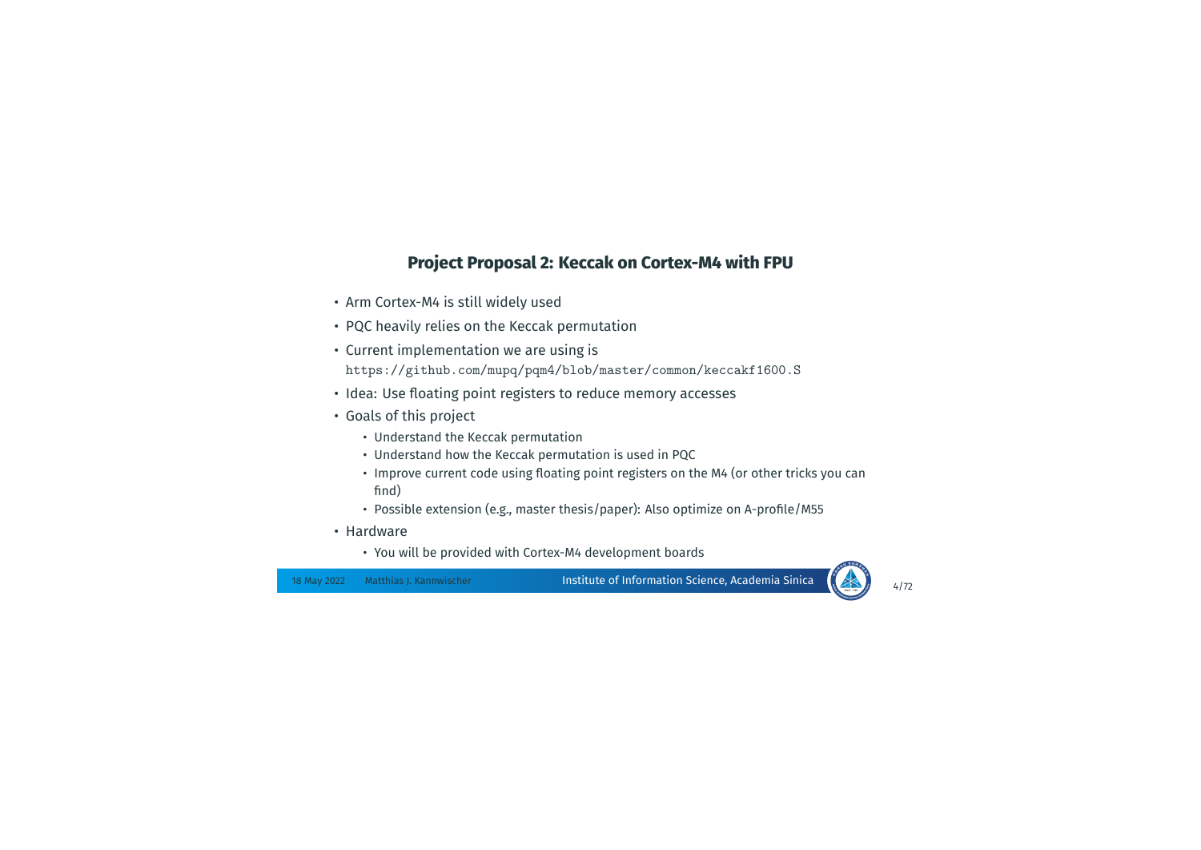## Project Proposal 2: Keccak on Cortex-M4 with FPU

- Arm Cortex-M4 is still widely used
- PQC heavily relies on the Keccak permutation
- Current implementation we are using is
  `https://github.com/mupq/pqm4/blob/master/common/keccakf1600.S`
- Idea: Use floating point registers to reduce memory accesses
- Goals of this project
  - Understand the Keccak permutation
  - Understand how the Keccak permutation is used in PQC
  - Improve current code using floating point registers on the M4 (or other tricks you can find)
  - Possible extension (e.g., master thesis/paper): Also optimize on A-profile/M55
- Hardware
  - You will be provided with Cortex-M4 development boards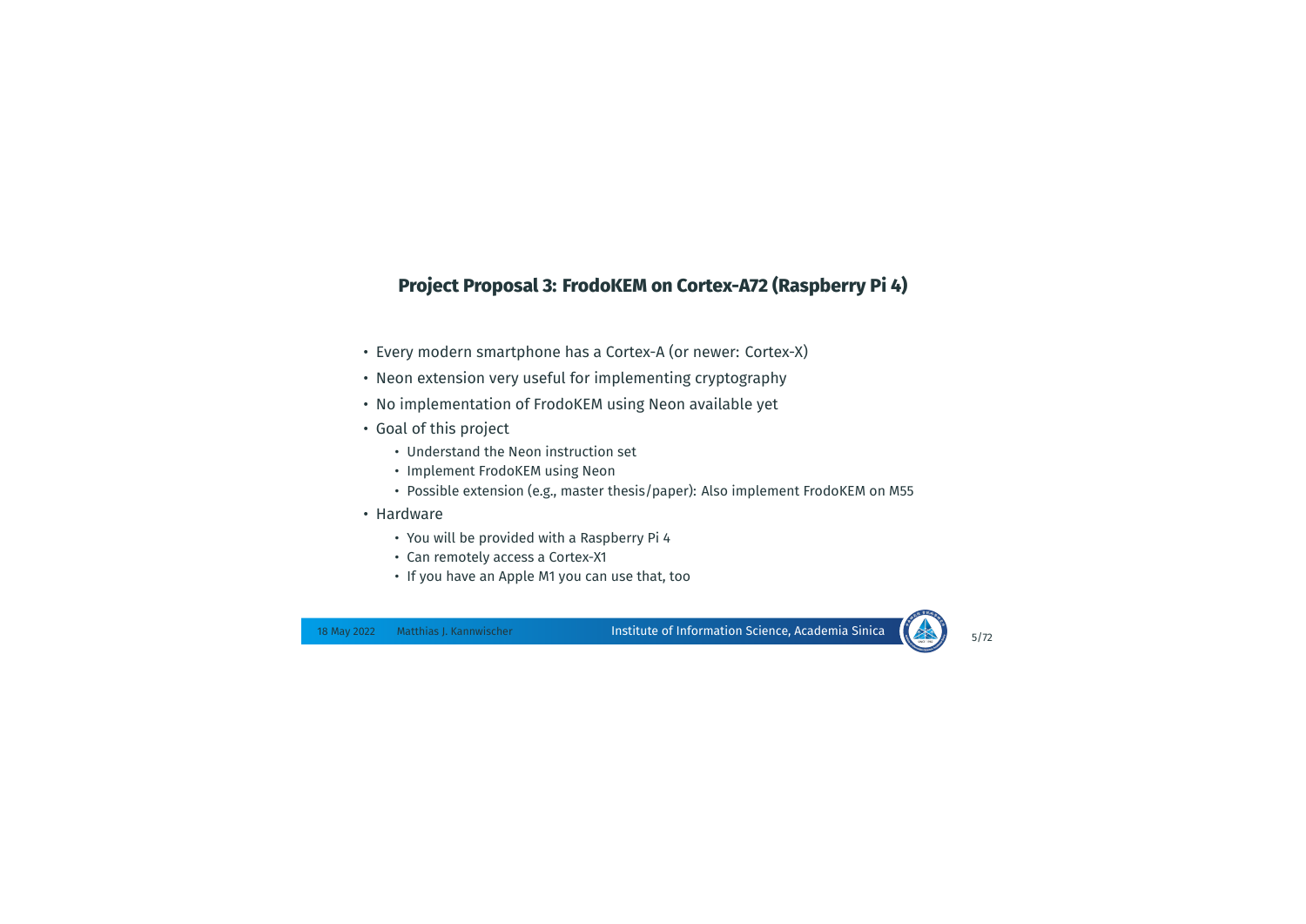## Project Proposal 3: FrodoKEM on Cortex-A72 (Raspberry Pi 4)

- Every modern smartphone has a Cortex-A (or newer: Cortex-X)
- Neon extension very useful for implementing cryptography
- No implementation of FrodoKEM using Neon available yet
- Goal of this project
  - Understand the Neon instruction set
  - Implement FrodoKEM using Neon
  - Possible extension (e.g., master thesis/paper): Also implement FrodoKEM on M55
- Hardware
  - You will be provided with a Raspberry Pi 4
  - Can remotely access a Cortex-X1
  - If you have an Apple M1 you can use that, too